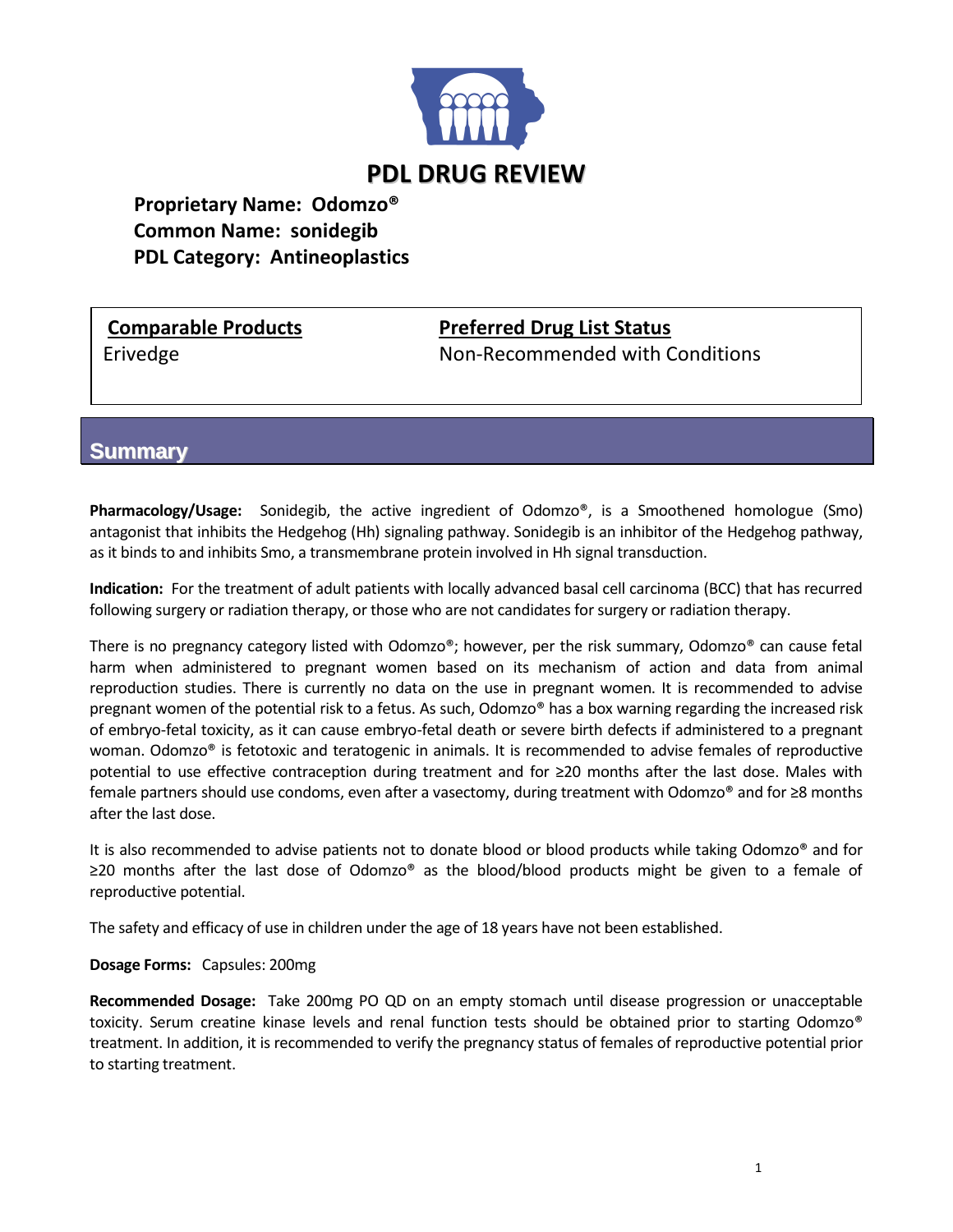# PDL DRUG REVIEW

**Proprietary Name: Odomzo®**
**Common Name: sonidegib**
**PDL Category: Antineoplastics**

| Comparable Products | Preferred Drug List Status |
|---|---|
| Erivedge | Non-Recommended with Conditions |

## Summary

**Pharmacology/Usage:** Sonidegib, the active ingredient of Odomzo®, is a Smoothened homologue (Smo) antagonist that inhibits the Hedgehog (Hh) signaling pathway. Sonidegib is an inhibitor of the Hedgehog pathway, as it binds to and inhibits Smo, a transmembrane protein involved in Hh signal transduction.

**Indication:** For the treatment of adult patients with locally advanced basal cell carcinoma (BCC) that has recurred following surgery or radiation therapy, or those who are not candidates for surgery or radiation therapy.

There is no pregnancy category listed with Odomzo®; however, per the risk summary, Odomzo® can cause fetal harm when administered to pregnant women based on its mechanism of action and data from animal reproduction studies. There is currently no data on the use in pregnant women. It is recommended to advise pregnant women of the potential risk to a fetus. As such, Odomzo® has a box warning regarding the increased risk of embryo-fetal toxicity, as it can cause embryo-fetal death or severe birth defects if administered to a pregnant woman. Odomzo® is fetotoxic and teratogenic in animals. It is recommended to advise females of reproductive potential to use effective contraception during treatment and for ≥20 months after the last dose. Males with female partners should use condoms, even after a vasectomy, during treatment with Odomzo® and for ≥8 months after the last dose.

It is also recommended to advise patients not to donate blood or blood products while taking Odomzo® and for ≥20 months after the last dose of Odomzo® as the blood/blood products might be given to a female of reproductive potential.

The safety and efficacy of use in children under the age of 18 years have not been established.

**Dosage Forms:** Capsules: 200mg

**Recommended Dosage:** Take 200mg PO QD on an empty stomach until disease progression or unacceptable toxicity. Serum creatine kinase levels and renal function tests should be obtained prior to starting Odomzo® treatment. In addition, it is recommended to verify the pregnancy status of females of reproductive potential prior to starting treatment.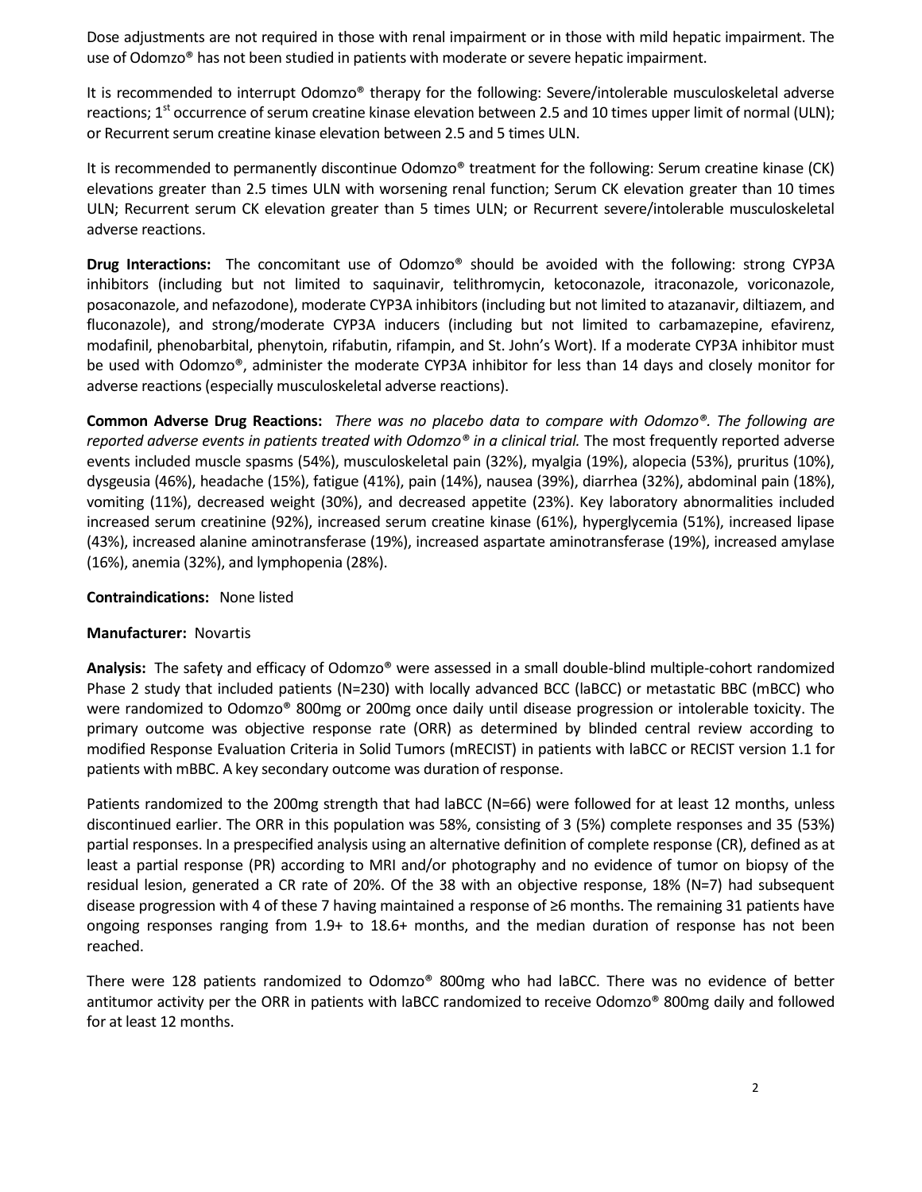Dose adjustments are not required in those with renal impairment or in those with mild hepatic impairment. The use of Odomzo® has not been studied in patients with moderate or severe hepatic impairment.

It is recommended to interrupt Odomzo® therapy for the following: Severe/intolerable musculoskeletal adverse reactions; 1st occurrence of serum creatine kinase elevation between 2.5 and 10 times upper limit of normal (ULN); or Recurrent serum creatine kinase elevation between 2.5 and 5 times ULN.

It is recommended to permanently discontinue Odomzo® treatment for the following: Serum creatine kinase (CK) elevations greater than 2.5 times ULN with worsening renal function; Serum CK elevation greater than 10 times ULN; Recurrent serum CK elevation greater than 5 times ULN; or Recurrent severe/intolerable musculoskeletal adverse reactions.

**Drug Interactions:** The concomitant use of Odomzo® should be avoided with the following: strong CYP3A inhibitors (including but not limited to saquinavir, telithromycin, ketoconazole, itraconazole, voriconazole, posaconazole, and nefazodone), moderate CYP3A inhibitors (including but not limited to atazanavir, diltiazem, and fluconazole), and strong/moderate CYP3A inducers (including but not limited to carbamazepine, efavirenz, modafinil, phenobarbital, phenytoin, rifabutin, rifampin, and St. John's Wort). If a moderate CYP3A inhibitor must be used with Odomzo®, administer the moderate CYP3A inhibitor for less than 14 days and closely monitor for adverse reactions (especially musculoskeletal adverse reactions).

**Common Adverse Drug Reactions:** *There was no placebo data to compare with Odomzo®. The following are reported adverse events in patients treated with Odomzo® in a clinical trial.* The most frequently reported adverse events included muscle spasms (54%), musculoskeletal pain (32%), myalgia (19%), alopecia (53%), pruritus (10%), dysgeusia (46%), headache (15%), fatigue (41%), pain (14%), nausea (39%), diarrhea (32%), abdominal pain (18%), vomiting (11%), decreased weight (30%), and decreased appetite (23%). Key laboratory abnormalities included increased serum creatinine (92%), increased serum creatine kinase (61%), hyperglycemia (51%), increased lipase (43%), increased alanine aminotransferase (19%), increased aspartate aminotransferase (19%), increased amylase (16%), anemia (32%), and lymphopenia (28%).

**Contraindications:** None listed

**Manufacturer:** Novartis

**Analysis:** The safety and efficacy of Odomzo® were assessed in a small double-blind multiple-cohort randomized Phase 2 study that included patients (N=230) with locally advanced BCC (laBCC) or metastatic BBC (mBCC) who were randomized to Odomzo® 800mg or 200mg once daily until disease progression or intolerable toxicity. The primary outcome was objective response rate (ORR) as determined by blinded central review according to modified Response Evaluation Criteria in Solid Tumors (mRECIST) in patients with laBCC or RECIST version 1.1 for patients with mBBC. A key secondary outcome was duration of response.

Patients randomized to the 200mg strength that had laBCC (N=66) were followed for at least 12 months, unless discontinued earlier. The ORR in this population was 58%, consisting of 3 (5%) complete responses and 35 (53%) partial responses. In a prespecified analysis using an alternative definition of complete response (CR), defined as at least a partial response (PR) according to MRI and/or photography and no evidence of tumor on biopsy of the residual lesion, generated a CR rate of 20%. Of the 38 with an objective response, 18% (N=7) had subsequent disease progression with 4 of these 7 having maintained a response of ≥6 months. The remaining 31 patients have ongoing responses ranging from 1.9+ to 18.6+ months, and the median duration of response has not been reached.

There were 128 patients randomized to Odomzo® 800mg who had laBCC. There was no evidence of better antitumor activity per the ORR in patients with laBCC randomized to receive Odomzo® 800mg daily and followed for at least 12 months.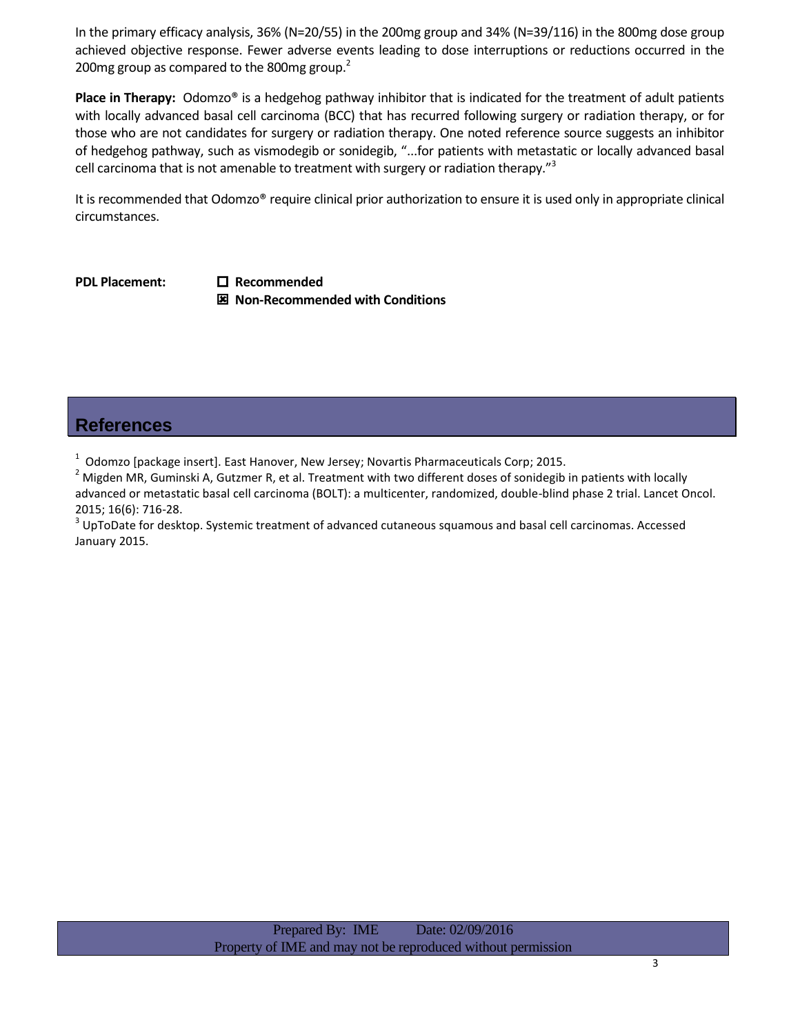In the primary efficacy analysis, 36% (N=20/55) in the 200mg group and 34% (N=39/116) in the 800mg dose group achieved objective response. Fewer adverse events leading to dose interruptions or reductions occurred in the 200mg group as compared to the 800mg group.[2]

**Place in Therapy:** Odomzo® is a hedgehog pathway inhibitor that is indicated for the treatment of adult patients with locally advanced basal cell carcinoma (BCC) that has recurred following surgery or radiation therapy, or for those who are not candidates for surgery or radiation therapy. One noted reference source suggests an inhibitor of hedgehog pathway, such as vismodegib or sonidegib, "...for patients with metastatic or locally advanced basal cell carcinoma that is not amenable to treatment with surgery or radiation therapy."[3]

It is recommended that Odomzo® require clinical prior authorization to ensure it is used only in appropriate clinical circumstances.

**PDL Placement:**

- ☐ **Recommended**
- ☒ **Non-Recommended with Conditions**

## References

[1] Odomzo [package insert]. East Hanover, New Jersey; Novartis Pharmaceuticals Corp; 2015.

[2] Migden MR, Guminski A, Gutzmer R, et al. Treatment with two different doses of sonidegib in patients with locally advanced or metastatic basal cell carcinoma (BOLT): a multicenter, randomized, double-blind phase 2 trial. Lancet Oncol. 2015; 16(6): 716-28.

[3] UpToDate for desktop. Systemic treatment of advanced cutaneous squamous and basal cell carcinomas. Accessed January 2015.

Prepared By: IME Date: 02/09/2016
Property of IME and may not be reproduced without permission